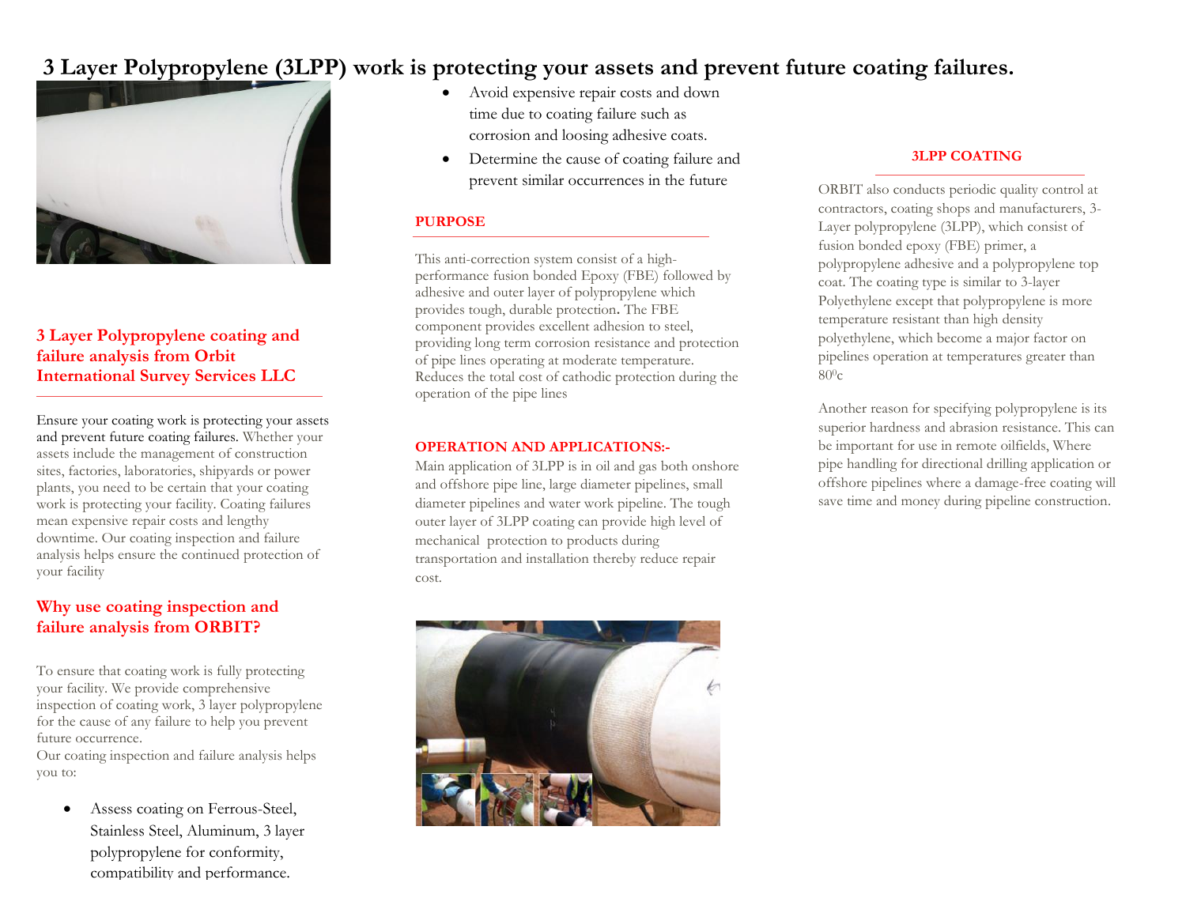# 3 Layer Polypropylene (3LPP) work is protecting your assets and prevent future coating failures.

## 3 Layer Polypropylene coating and failure analysis from Orbit International Survey Services LLC

Ensure your coating work is protecting your assets and prevent future coating failures. Whether your assets include the management of construction sites, factories, laboratories, shipyards or power plants, you need to be certain that your coating work is protecting your facility. Coating failures mean expensive repair costs and lengthy downtime. Our coating inspection and failure analysis helps ensure the continued protection of your facility

## Why use coating inspection and failure analysis from ORBIT?

To ensure that coating work is fully protecting your facility. We provide comprehensive inspection of coating work, 3 layer polypropylene for the cause of any failure to help you prevent future occurrence.
Our coating inspection and failure analysis helps you to:

- Assess coating on Ferrous-Steel, Stainless Steel, Aluminum, 3 layer polypropylene for conformity, compatibility and performance.
- Avoid expensive repair costs and down time due to coating failure such as corrosion and loosing adhesive coats.
- Determine the cause of coating failure and prevent similar occurrences in the future

## PURPOSE

This anti-correction system consist of a high-performance fusion bonded Epoxy (FBE) followed by adhesive and outer layer of polypropylene which provides tough, durable protection**.** The FBE component provides excellent adhesion to steel, providing long term corrosion resistance and protection of pipe lines operating at moderate temperature. Reduces the total cost of cathodic protection during the operation of the pipe lines

## OPERATION AND APPLICATIONS:-

Main application of 3LPP is in oil and gas both onshore and offshore pipe line, large diameter pipelines, small diameter pipelines and water work pipeline. The tough outer layer of 3LPP coating can provide high level of mechanical protection to products during transportation and installation thereby reduce repair cost.

## 3LPP COATING

ORBIT also conducts periodic quality control at contractors, coating shops and manufacturers, 3-Layer polypropylene (3LPP), which consist of fusion bonded epoxy (FBE) primer, a polypropylene adhesive and a polypropylene top coat. The coating type is similar to 3-layer Polyethylene except that polypropylene is more temperature resistant than high density polyethylene, which become a major factor on pipelines operation at temperatures greater than $80^0$c

Another reason for specifying polypropylene is its superior hardness and abrasion resistance. This can be important for use in remote oilfields, Where pipe handling for directional drilling application or offshore pipelines where a damage-free coating will save time and money during pipeline construction.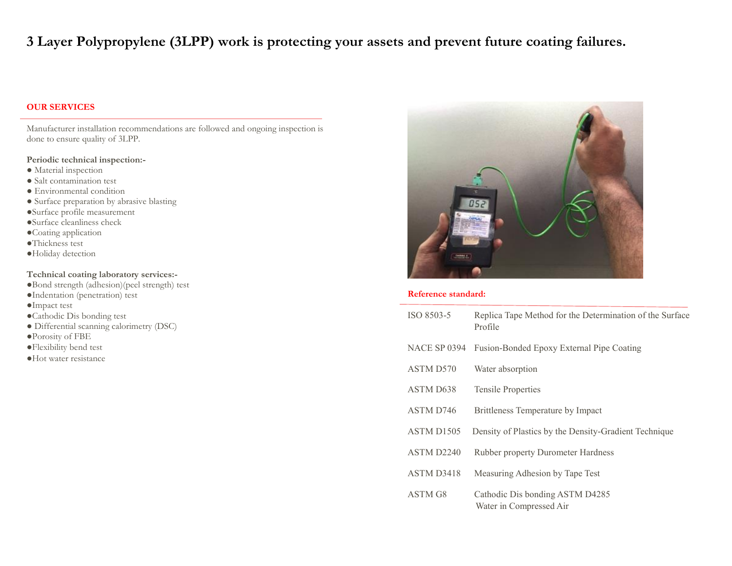# 3 Layer Polypropylene (3LPP) work is protecting your assets and prevent future coating failures.

## OUR SERVICES

Manufacturer installation recommendations are followed and ongoing inspection is done to ensure quality of 3LPP.

**Periodic technical inspection:-**

- Material inspection
- Salt contamination test
- Environmental condition
- Surface preparation by abrasive blasting
- Surface profile measurement
- Surface cleanliness check
- Coating application
- Thickness test
- Holiday detection

**Technical coating laboratory services:-**

- Bond strength (adhesion)(peel strength) test
- Indentation (penetration) test
- Impact test
- Cathodic Dis bonding test
- Differential scanning calorimetry (DSC)
- Porosity of FBE
- Flexibility bend test
- Hot water resistance

## Reference standard:

| | |
|---|---|
| ISO 8503-5 | Replica Tape Method for the Determination of the Surface Profile |
| NACE SP 0394 | Fusion-Bonded Epoxy External Pipe Coating |
| ASTM D570 | Water absorption |
| ASTM D638 | Tensile Properties |
| ASTM D746 | Brittleness Temperature by Impact |
| ASTM D1505 | Density of Plastics by the Density-Gradient Technique |
| ASTM D2240 | Rubber property Durometer Hardness |
| ASTM D3418 | Measuring Adhesion by Tape Test |
| ASTM G8 | Cathodic Dis bonding ASTM D4285 Water in Compressed Air |